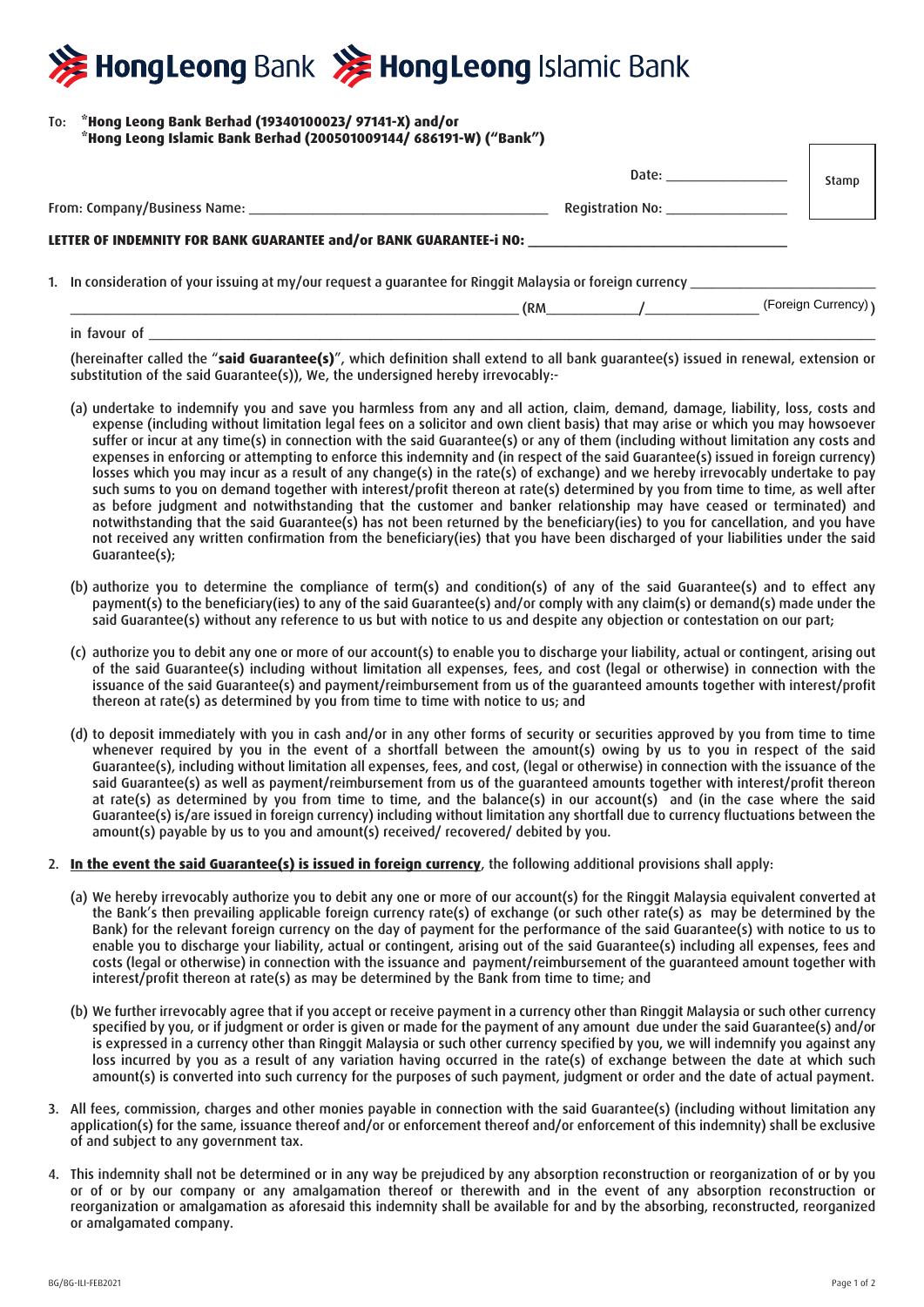Hong Leong Bank | Hong Leong Islamic Bank

To: *Hong Leong Bank Berhad (19340100023/ 97141-X) and/or
*Hong Leong Islamic Bank Berhad (200501009144/ 686191-W) ("Bank")

Date: ________________ 

Stamp

From: Company/Business Name: ________________________________________ Registration No: ________________

**LETTER OF INDEMNITY FOR BANK GUARANTEE and/or BANK GUARANTEE-i NO: ____________________________________**

1. In consideration of your issuing at my/our request a guarantee for Ringgit Malaysia or foreign currency ______________________
   ______________________________________________________________ (RM____________/______________ (Foreign Currency))
   in favour of ____________________________________________________________________________________________________

   (hereinafter called the "**said Guarantee(s)**", which definition shall extend to all bank guarantee(s) issued in renewal, extension or substitution of the said Guarantee(s)), We, the undersigned hereby irrevocably:-

   (a) undertake to indemnify you and save you harmless from any and all action, claim, demand, damage, liability, loss, costs and expense (including without limitation legal fees on a solicitor and own client basis) that may arise or which you may howsoever suffer or incur at any time(s) in connection with the said Guarantee(s) or any of them (including without limitation any costs and expenses in enforcing or attempting to enforce this indemnity and (in respect of the said Guarantee(s) issued in foreign currency) losses which you may incur as a result of any change(s) in the rate(s) of exchange) and we hereby irrevocably undertake to pay such sums to you on demand together with interest/profit thereon at rate(s) determined by you from time to time, as well after as before judgment and notwithstanding that the customer and banker relationship may have ceased or terminated) and notwithstanding that the said Guarantee(s) has not been returned by the beneficiary(ies) to you for cancellation, and you have not received any written confirmation from the beneficiary(ies) that you have been discharged of your liabilities under the said Guarantee(s);

   (b) authorize you to determine the compliance of term(s) and condition(s) of any of the said Guarantee(s) and to effect any payment(s) to the beneficiary(ies) to any of the said Guarantee(s) and/or comply with any claim(s) or demand(s) made under the said Guarantee(s) without any reference to us but with notice to us and despite any objection or contestation on our part;

   (c) authorize you to debit any one or more of our account(s) to enable you to discharge your liability, actual or contingent, arising out of the said Guarantee(s) including without limitation all expenses, fees, and cost (legal or otherwise) in connection with the issuance of the said Guarantee(s) and payment/reimbursement from us of the guaranteed amounts together with interest/profit thereon at rate(s) as determined by you from time to time with notice to us; and

   (d) to deposit immediately with you in cash and/or in any other forms of security or securities approved by you from time to time whenever required by you in the event of a shortfall between the amount(s) owing by us to you in respect of the said Guarantee(s), including without limitation all expenses, fees, and cost, (legal or otherwise) in connection with the issuance of the said Guarantee(s) as well as payment/reimbursement from us of the guaranteed amounts together with interest/profit thereon at rate(s) as determined by you from time to time, and the balance(s) in our account(s) and (in the case where the said Guarantee(s) is/are issued in foreign currency) including without limitation any shortfall due to currency fluctuations between the amount(s) payable by us to you and amount(s) received/ recovered/ debited by you.

2. **<u>In the event the said Guarantee(s) is issued in foreign currency</u>**, the following additional provisions shall apply:

   (a) We hereby irrevocably authorize you to debit any one or more of our account(s) for the Ringgit Malaysia equivalent converted at the Bank's then prevailing applicable foreign currency rate(s) of exchange (or such other rate(s) as may be determined by the Bank) for the relevant foreign currency on the day of payment for the performance of the said Guarantee(s) with notice to us to enable you to discharge your liability, actual or contingent, arising out of the said Guarantee(s) including all expenses, fees and costs (legal or otherwise) in connection with the issuance and payment/reimbursement of the guaranteed amount together with interest/profit thereon at rate(s) as may be determined by the Bank from time to time; and

   (b) We further irrevocably agree that if you accept or receive payment in a currency other than Ringgit Malaysia or such other currency specified by you, or if judgment or order is given or made for the payment of any amount due under the said Guarantee(s) and/or is expressed in a currency other than Ringgit Malaysia or such other currency specified by you, we will indemnify you against any loss incurred by you as a result of any variation having occurred in the rate(s) of exchange between the date at which such amount(s) is converted into such currency for the purposes of such payment, judgment or order and the date of actual payment.

3. All fees, commission, charges and other monies payable in connection with the said Guarantee(s) (including without limitation any application(s) for the same, issuance thereof and/or or enforcement thereof and/or enforcement of this indemnity) shall be exclusive of and subject to any government tax.

4. This indemnity shall not be determined or in any way be prejudiced by any absorption reconstruction or reorganization of or by you or of or by our company or any amalgamation thereof or therewith and in the event of any absorption reconstruction or reorganization or amalgamation as aforesaid this indemnity shall be available for and by the absorbing, reconstructed, reorganized or amalgamated company.

BG/BG-ILI-FEB2021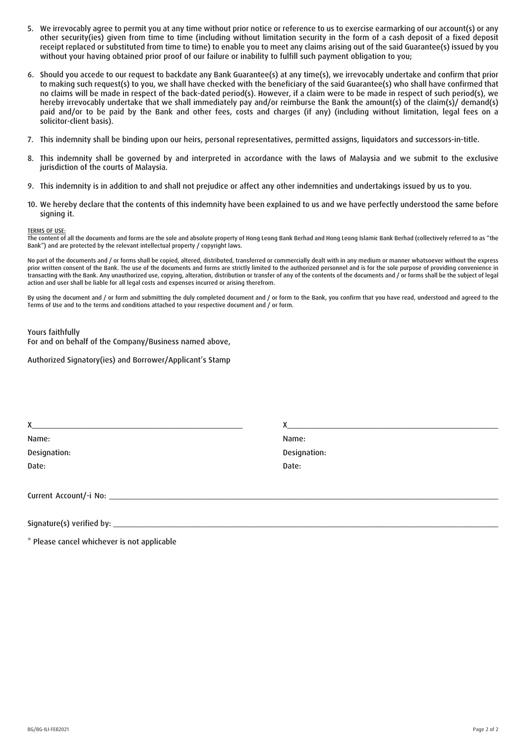5. We irrevocably agree to permit you at any time without prior notice or reference to us to exercise earmarking of our account(s) or any other security(ies) given from time to time (including without limitation security in the form of a cash deposit of a fixed deposit receipt replaced or substituted from time to time) to enable you to meet any claims arising out of the said Guarantee(s) issued by you without your having obtained prior proof of our failure or inability to fulfill such payment obligation to you;

6. Should you accede to our request to backdate any Bank Guarantee(s) at any time(s), we irrevocably undertake and confirm that prior to making such request(s) to you, we shall have checked with the beneficiary of the said Guarantee(s) who shall have confirmed that no claims will be made in respect of the back-dated period(s). However, if a claim were to be made in respect of such period(s), we hereby irrevocably undertake that we shall immediately pay and/or reimburse the Bank the amount(s) of the claim(s)/ demand(s) paid and/or to be paid by the Bank and other fees, costs and charges (if any) (including without limitation, legal fees on a solicitor-client basis).

7. This indemnity shall be binding upon our heirs, personal representatives, permitted assigns, liquidators and successors-in-title.

8. This indemnity shall be governed by and interpreted in accordance with the laws of Malaysia and we submit to the exclusive jurisdiction of the courts of Malaysia.

9. This indemnity is in addition to and shall not prejudice or affect any other indemnities and undertakings issued by us to you.

10. We hereby declare that the contents of this indemnity have been explained to us and we have perfectly understood the same before signing it.

TERMS OF USE:

The content of all the documents and forms are the sole and absolute property of Hong Leong Bank Berhad and Hong Leong Islamic Bank Berhad (collectively referred to as "the Bank") and are protected by the relevant intellectual property / copyright laws.

No part of the documents and / or forms shall be copied, altered, distributed, transferred or commercially dealt with in any medium or manner whatsoever without the express prior written consent of the Bank. The use of the documents and forms are strictly limited to the authorized personnel and is for the sole purpose of providing convenience in transacting with the Bank. Any unauthorized use, copying, alteration, distribution or transfer of any of the contents of the documents and / or forms shall be the subject of legal action and user shall be liable for all legal costs and expenses incurred or arising therefrom.

By using the document and / or form and submitting the duly completed document and / or form to the Bank, you confirm that you have read, understood and agreed to the Terms of Use and to the terms and conditions attached to your respective document and / or form.

Yours faithfully
For and on behalf of the Company/Business named above,

Authorized Signatory(ies) and Borrower/Applicant's Stamp

X\_\_\_\_\_\_\_\_\_\_\_\_\_\_\_\_\_\_\_\_\_\_\_\_\_\_\_\_\_\_
Name:
Designation:
Date:

X\_\_\_\_\_\_\_\_\_\_\_\_\_\_\_\_\_\_\_\_\_\_\_\_\_\_\_\_\_\_
Name:
Designation:
Date:

Current Account/-i No: \_\_\_\_\_\_\_\_\_\_\_\_\_\_\_\_\_\_\_\_\_\_\_\_\_\_\_\_\_\_

Signature(s) verified by: \_\_\_\_\_\_\_\_\_\_\_\_\_\_\_\_\_\_\_\_\_\_\_\_\_\_\_\_\_\_

* Please cancel whichever is not applicable

BG/BG-ILI-FEB2021